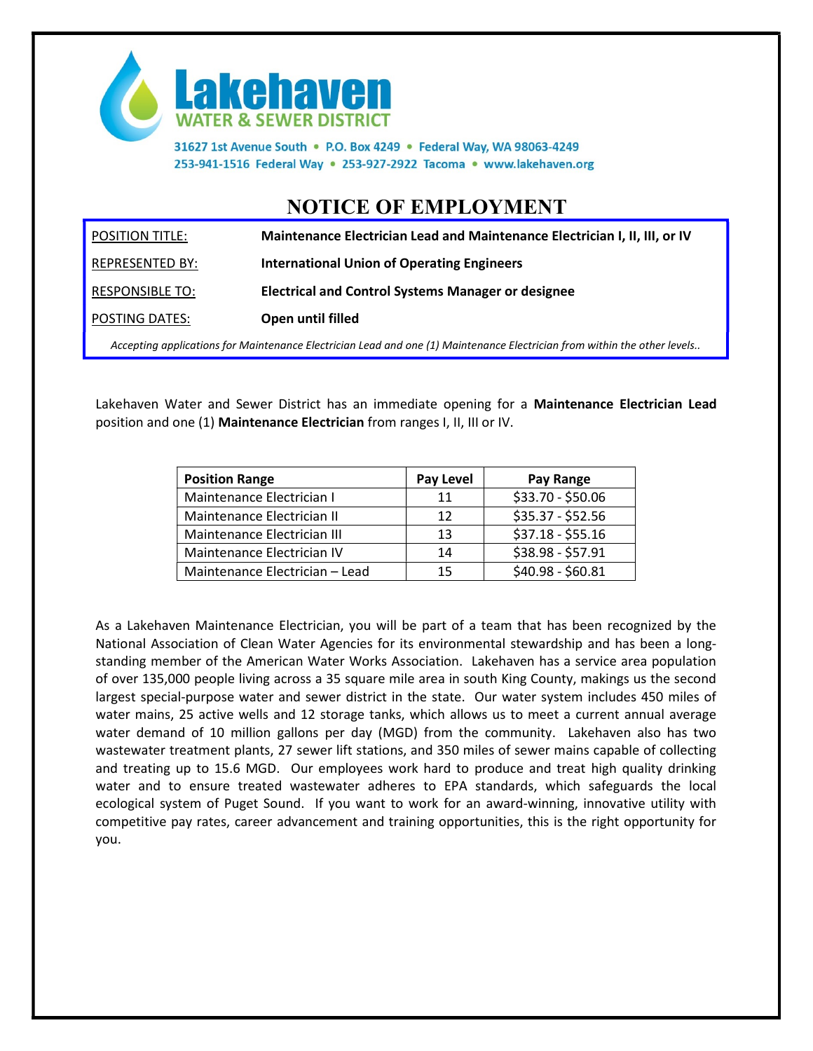**Lakehaven**
**WATER & SEWER DISTRICT**

31627 1st Avenue South • P.O. Box 4249 • Federal Way, WA 98063-4249
253-941-1516 Federal Way • 253-927-2922 Tacoma • www.lakehaven.org

# NOTICE OF EMPLOYMENT

| | |
|---|---|
| POSITION TITLE: | **Maintenance Electrician Lead and Maintenance Electrician I, II, III, or IV** |
| REPRESENTED BY: | **International Union of Operating Engineers** |
| RESPONSIBLE TO: | **Electrical and Control Systems Manager or designee** |
| POSTING DATES: | **Open until filled** |

*Accepting applications for Maintenance Electrician Lead and one (1) Maintenance Electrician from within the other levels..*

Lakehaven Water and Sewer District has an immediate opening for a **Maintenance Electrician Lead** position and one (1) **Maintenance Electrician** from ranges I, II, III or IV.

| Position Range | Pay Level | Pay Range |
|---|---|---|
| Maintenance Electrician I | 11 | $33.70 - $50.06 |
| Maintenance Electrician II | 12 | $35.37 - $52.56 |
| Maintenance Electrician III | 13 | $37.18 - $55.16 |
| Maintenance Electrician IV | 14 | $38.98 - $57.91 |
| Maintenance Electrician – Lead | 15 | $40.98 - $60.81 |

As a Lakehaven Maintenance Electrician, you will be part of a team that has been recognized by the National Association of Clean Water Agencies for its environmental stewardship and has been a long-standing member of the American Water Works Association. Lakehaven has a service area population of over 135,000 people living across a 35 square mile area in south King County, makings us the second largest special-purpose water and sewer district in the state. Our water system includes 450 miles of water mains, 25 active wells and 12 storage tanks, which allows us to meet a current annual average water demand of 10 million gallons per day (MGD) from the community. Lakehaven also has two wastewater treatment plants, 27 sewer lift stations, and 350 miles of sewer mains capable of collecting and treating up to 15.6 MGD. Our employees work hard to produce and treat high quality drinking water and to ensure treated wastewater adheres to EPA standards, which safeguards the local ecological system of Puget Sound. If you want to work for an award-winning, innovative utility with competitive pay rates, career advancement and training opportunities, this is the right opportunity for you.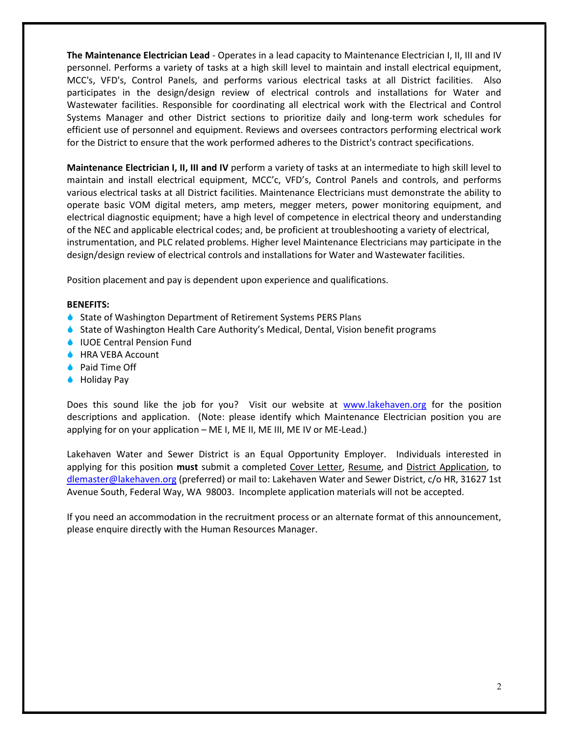**The Maintenance Electrician Lead** - Operates in a lead capacity to Maintenance Electrician I, II, III and IV personnel. Performs a variety of tasks at a high skill level to maintain and install electrical equipment, MCC's, VFD's, Control Panels, and performs various electrical tasks at all District facilities. Also participates in the design/design review of electrical controls and installations for Water and Wastewater facilities. Responsible for coordinating all electrical work with the Electrical and Control Systems Manager and other District sections to prioritize daily and long-term work schedules for efficient use of personnel and equipment. Reviews and oversees contractors performing electrical work for the District to ensure that the work performed adheres to the District's contract specifications.

**Maintenance Electrician I, II, III and IV** perform a variety of tasks at an intermediate to high skill level to maintain and install electrical equipment, MCC'c, VFD's, Control Panels and controls, and performs various electrical tasks at all District facilities. Maintenance Electricians must demonstrate the ability to operate basic VOM digital meters, amp meters, megger meters, power monitoring equipment, and electrical diagnostic equipment; have a high level of competence in electrical theory and understanding of the NEC and applicable electrical codes; and, be proficient at troubleshooting a variety of electrical, instrumentation, and PLC related problems. Higher level Maintenance Electricians may participate in the design/design review of electrical controls and installations for Water and Wastewater facilities.

Position placement and pay is dependent upon experience and qualifications.

**BENEFITS:**

- State of Washington Department of Retirement Systems PERS Plans
- State of Washington Health Care Authority's Medical, Dental, Vision benefit programs
- IUOE Central Pension Fund
- HRA VEBA Account
- Paid Time Off
- Holiday Pay

Does this sound like the job for you? Visit our website at www.lakehaven.org for the position descriptions and application. (Note: please identify which Maintenance Electrician position you are applying for on your application – ME I, ME II, ME III, ME IV or ME-Lead.)

Lakehaven Water and Sewer District is an Equal Opportunity Employer. Individuals interested in applying for this position **must** submit a completed Cover Letter, Resume, and District Application, to dlemaster@lakehaven.org (preferred) or mail to: Lakehaven Water and Sewer District, c/o HR, 31627 1st Avenue South, Federal Way, WA 98003. Incomplete application materials will not be accepted.

If you need an accommodation in the recruitment process or an alternate format of this announcement, please enquire directly with the Human Resources Manager.